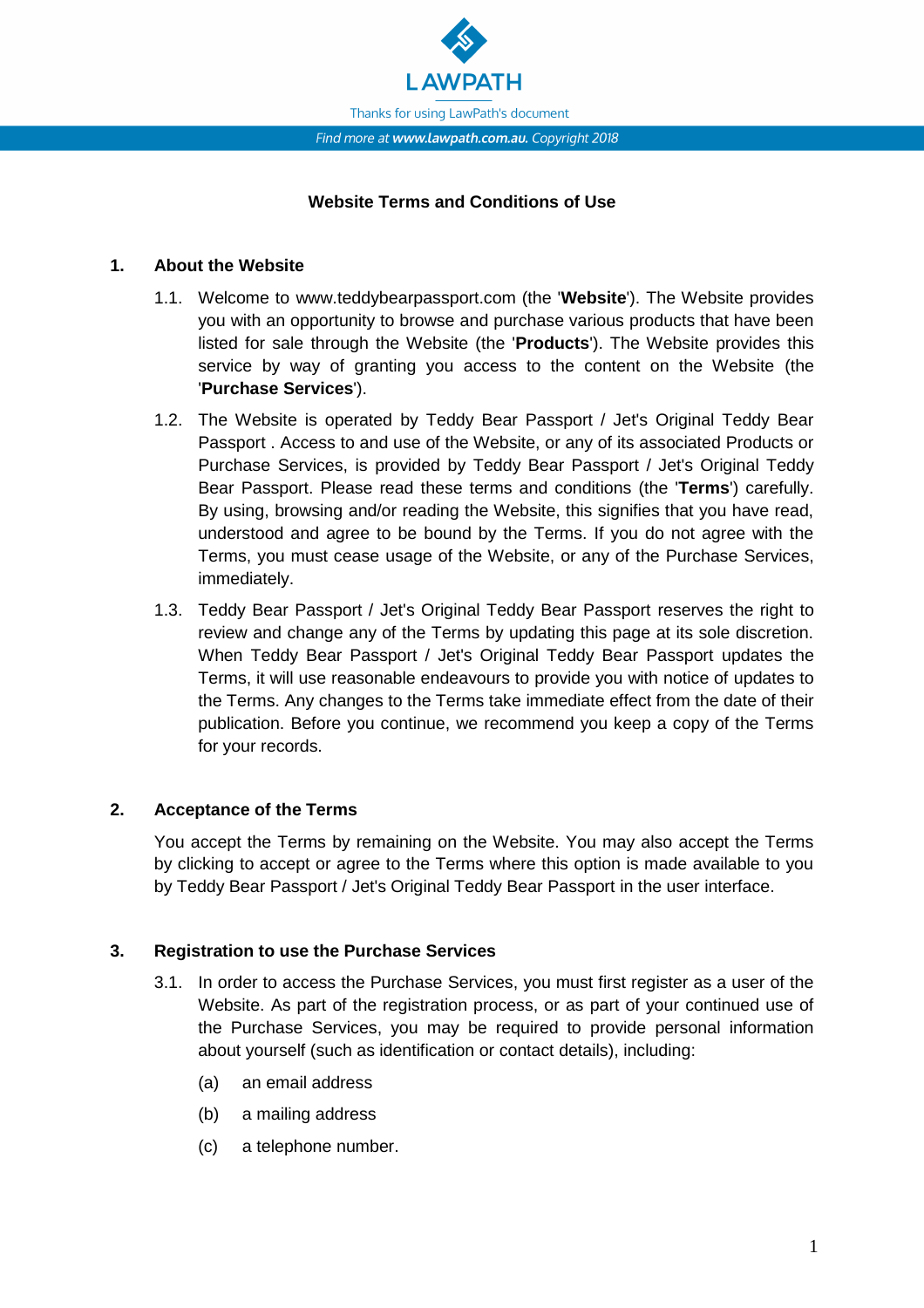LAWPATH

Thanks for using LawPath's document

*Find more at **www.lawpath.com.au**. Copyright 2018*

# Website Terms and Conditions of Use

## 1. About the Website

1.1. Welcome to www.teddybearpassport.com (the '**Website**'). The Website provides you with an opportunity to browse and purchase various products that have been listed for sale through the Website (the '**Products**'). The Website provides this service by way of granting you access to the content on the Website (the '**Purchase Services**').

1.2. The Website is operated by Teddy Bear Passport / Jet's Original Teddy Bear Passport . Access to and use of the Website, or any of its associated Products or Purchase Services, is provided by Teddy Bear Passport / Jet's Original Teddy Bear Passport. Please read these terms and conditions (the '**Terms**') carefully. By using, browsing and/or reading the Website, this signifies that you have read, understood and agree to be bound by the Terms. If you do not agree with the Terms, you must cease usage of the Website, or any of the Purchase Services, immediately.

1.3. Teddy Bear Passport / Jet's Original Teddy Bear Passport reserves the right to review and change any of the Terms by updating this page at its sole discretion. When Teddy Bear Passport / Jet's Original Teddy Bear Passport updates the Terms, it will use reasonable endeavours to provide you with notice of updates to the Terms. Any changes to the Terms take immediate effect from the date of their publication. Before you continue, we recommend you keep a copy of the Terms for your records.

## 2. Acceptance of the Terms

You accept the Terms by remaining on the Website. You may also accept the Terms by clicking to accept or agree to the Terms where this option is made available to you by Teddy Bear Passport / Jet's Original Teddy Bear Passport in the user interface.

## 3. Registration to use the Purchase Services

3.1. In order to access the Purchase Services, you must first register as a user of the Website. As part of the registration process, or as part of your continued use of the Purchase Services, you may be required to provide personal information about yourself (such as identification or contact details), including:

(a) an email address

(b) a mailing address

(c) a telephone number.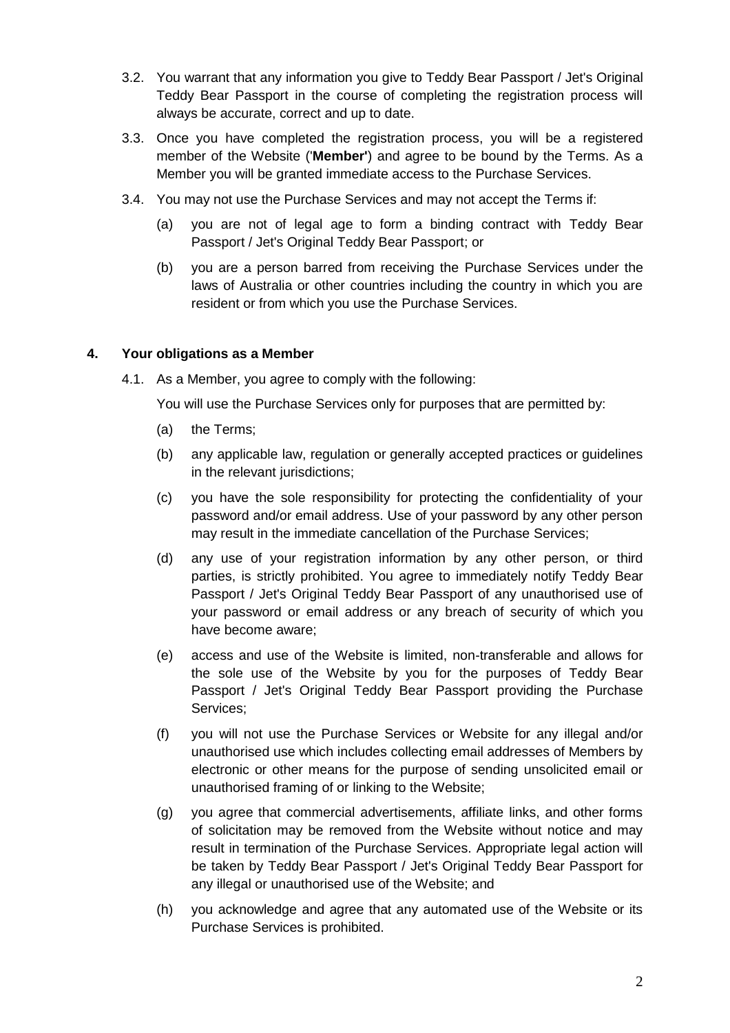3.2. You warrant that any information you give to Teddy Bear Passport / Jet's Original Teddy Bear Passport in the course of completing the registration process will always be accurate, correct and up to date.

3.3. Once you have completed the registration process, you will be a registered member of the Website ('**Member'**) and agree to be bound by the Terms. As a Member you will be granted immediate access to the Purchase Services.

3.4. You may not use the Purchase Services and may not accept the Terms if:

(a) you are not of legal age to form a binding contract with Teddy Bear Passport / Jet's Original Teddy Bear Passport; or

(b) you are a person barred from receiving the Purchase Services under the laws of Australia or other countries including the country in which you are resident or from which you use the Purchase Services.

## 4. Your obligations as a Member

4.1. As a Member, you agree to comply with the following:

You will use the Purchase Services only for purposes that are permitted by:

(a) the Terms;

(b) any applicable law, regulation or generally accepted practices or guidelines in the relevant jurisdictions;

(c) you have the sole responsibility for protecting the confidentiality of your password and/or email address. Use of your password by any other person may result in the immediate cancellation of the Purchase Services;

(d) any use of your registration information by any other person, or third parties, is strictly prohibited. You agree to immediately notify Teddy Bear Passport / Jet's Original Teddy Bear Passport of any unauthorised use of your password or email address or any breach of security of which you have become aware;

(e) access and use of the Website is limited, non-transferable and allows for the sole use of the Website by you for the purposes of Teddy Bear Passport / Jet's Original Teddy Bear Passport providing the Purchase Services;

(f) you will not use the Purchase Services or Website for any illegal and/or unauthorised use which includes collecting email addresses of Members by electronic or other means for the purpose of sending unsolicited email or unauthorised framing of or linking to the Website;

(g) you agree that commercial advertisements, affiliate links, and other forms of solicitation may be removed from the Website without notice and may result in termination of the Purchase Services. Appropriate legal action will be taken by Teddy Bear Passport / Jet's Original Teddy Bear Passport for any illegal or unauthorised use of the Website; and

(h) you acknowledge and agree that any automated use of the Website or its Purchase Services is prohibited.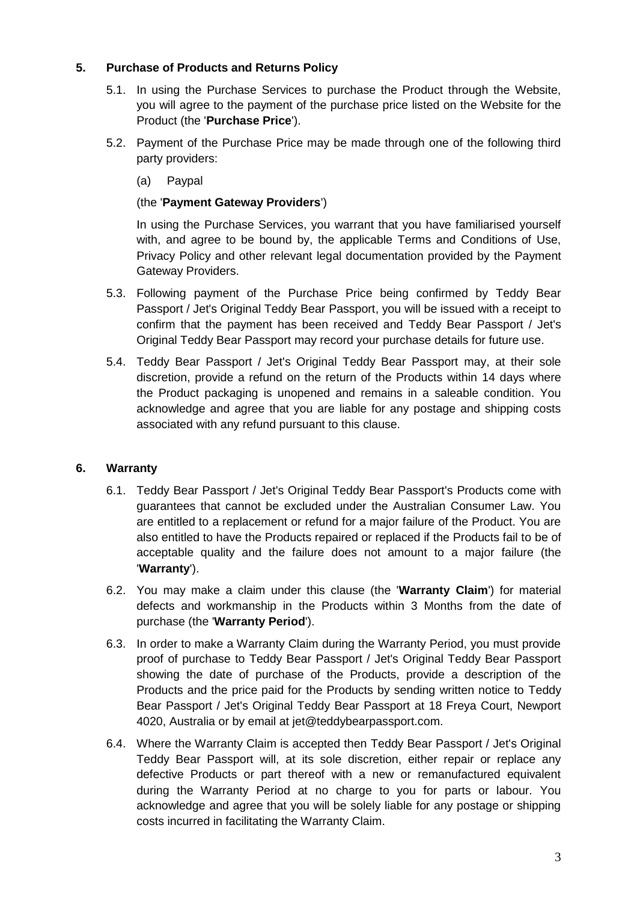## 5. Purchase of Products and Returns Policy

5.1. In using the Purchase Services to purchase the Product through the Website, you will agree to the payment of the purchase price listed on the Website for the Product (the '**Purchase Price**').

5.2. Payment of the Purchase Price may be made through one of the following third party providers:

(a) Paypal

(the '**Payment Gateway Providers**')

In using the Purchase Services, you warrant that you have familiarised yourself with, and agree to be bound by, the applicable Terms and Conditions of Use, Privacy Policy and other relevant legal documentation provided by the Payment Gateway Providers.

5.3. Following payment of the Purchase Price being confirmed by Teddy Bear Passport / Jet's Original Teddy Bear Passport, you will be issued with a receipt to confirm that the payment has been received and Teddy Bear Passport / Jet's Original Teddy Bear Passport may record your purchase details for future use.

5.4. Teddy Bear Passport / Jet's Original Teddy Bear Passport may, at their sole discretion, provide a refund on the return of the Products within 14 days where the Product packaging is unopened and remains in a saleable condition. You acknowledge and agree that you are liable for any postage and shipping costs associated with any refund pursuant to this clause.

## 6. Warranty

6.1. Teddy Bear Passport / Jet's Original Teddy Bear Passport's Products come with guarantees that cannot be excluded under the Australian Consumer Law. You are entitled to a replacement or refund for a major failure of the Product. You are also entitled to have the Products repaired or replaced if the Products fail to be of acceptable quality and the failure does not amount to a major failure (the '**Warranty**').

6.2. You may make a claim under this clause (the '**Warranty Claim**') for material defects and workmanship in the Products within 3 Months from the date of purchase (the '**Warranty Period**').

6.3. In order to make a Warranty Claim during the Warranty Period, you must provide proof of purchase to Teddy Bear Passport / Jet's Original Teddy Bear Passport showing the date of purchase of the Products, provide a description of the Products and the price paid for the Products by sending written notice to Teddy Bear Passport / Jet's Original Teddy Bear Passport at 18 Freya Court, Newport 4020, Australia or by email at jet@teddybearpassport.com.

6.4. Where the Warranty Claim is accepted then Teddy Bear Passport / Jet's Original Teddy Bear Passport will, at its sole discretion, either repair or replace any defective Products or part thereof with a new or remanufactured equivalent during the Warranty Period at no charge to you for parts or labour. You acknowledge and agree that you will be solely liable for any postage or shipping costs incurred in facilitating the Warranty Claim.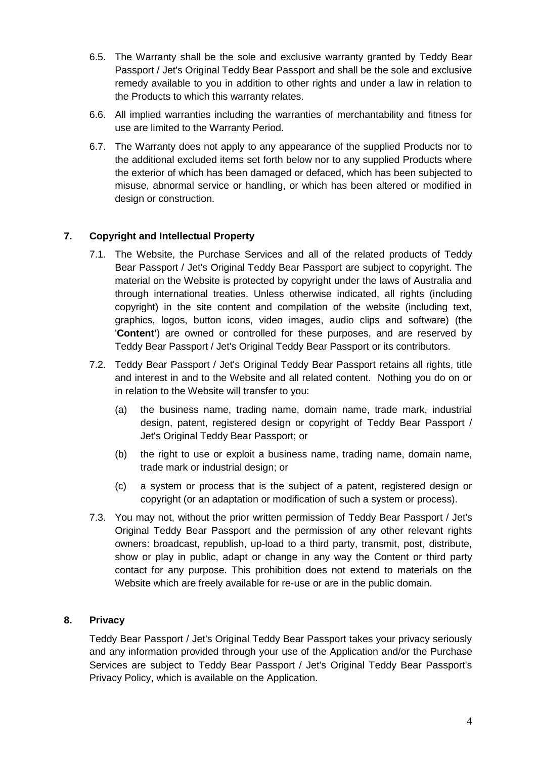6.5. The Warranty shall be the sole and exclusive warranty granted by Teddy Bear Passport / Jet's Original Teddy Bear Passport and shall be the sole and exclusive remedy available to you in addition to other rights and under a law in relation to the Products to which this warranty relates.

6.6. All implied warranties including the warranties of merchantability and fitness for use are limited to the Warranty Period.

6.7. The Warranty does not apply to any appearance of the supplied Products nor to the additional excluded items set forth below nor to any supplied Products where the exterior of which has been damaged or defaced, which has been subjected to misuse, abnormal service or handling, or which has been altered or modified in design or construction.

## 7. Copyright and Intellectual Property

7.1. The Website, the Purchase Services and all of the related products of Teddy Bear Passport / Jet's Original Teddy Bear Passport are subject to copyright. The material on the Website is protected by copyright under the laws of Australia and through international treaties. Unless otherwise indicated, all rights (including copyright) in the site content and compilation of the website (including text, graphics, logos, button icons, video images, audio clips and software) (the '**Content'**) are owned or controlled for these purposes, and are reserved by Teddy Bear Passport / Jet's Original Teddy Bear Passport or its contributors.

7.2. Teddy Bear Passport / Jet's Original Teddy Bear Passport retains all rights, title and interest in and to the Website and all related content. Nothing you do on or in relation to the Website will transfer to you:

(a) the business name, trading name, domain name, trade mark, industrial design, patent, registered design or copyright of Teddy Bear Passport / Jet's Original Teddy Bear Passport; or

(b) the right to use or exploit a business name, trading name, domain name, trade mark or industrial design; or

(c) a system or process that is the subject of a patent, registered design or copyright (or an adaptation or modification of such a system or process).

7.3. You may not, without the prior written permission of Teddy Bear Passport / Jet's Original Teddy Bear Passport and the permission of any other relevant rights owners: broadcast, republish, up-load to a third party, transmit, post, distribute, show or play in public, adapt or change in any way the Content or third party contact for any purpose. This prohibition does not extend to materials on the Website which are freely available for re-use or are in the public domain.

## 8. Privacy

Teddy Bear Passport / Jet's Original Teddy Bear Passport takes your privacy seriously and any information provided through your use of the Application and/or the Purchase Services are subject to Teddy Bear Passport / Jet's Original Teddy Bear Passport's Privacy Policy, which is available on the Application.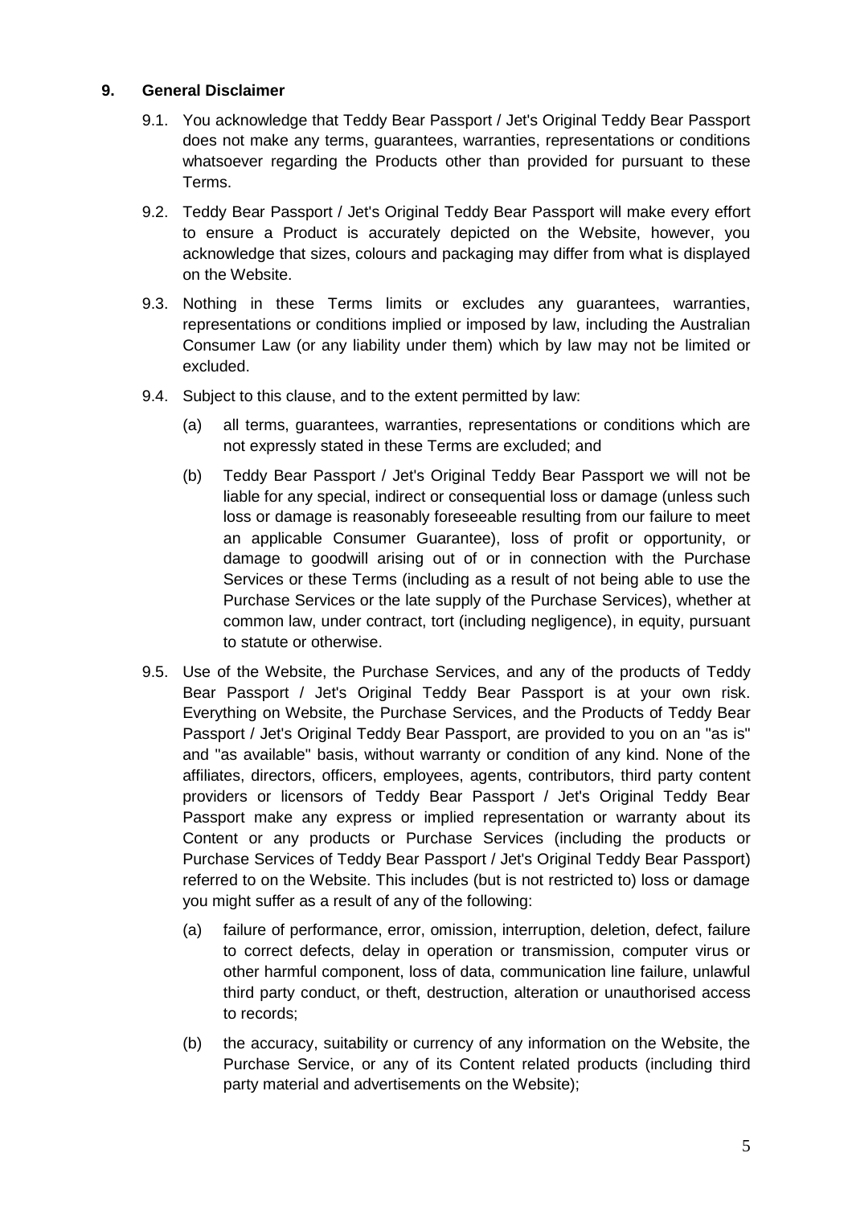## 9. General Disclaimer

9.1. You acknowledge that Teddy Bear Passport / Jet's Original Teddy Bear Passport does not make any terms, guarantees, warranties, representations or conditions whatsoever regarding the Products other than provided for pursuant to these Terms.

9.2. Teddy Bear Passport / Jet's Original Teddy Bear Passport will make every effort to ensure a Product is accurately depicted on the Website, however, you acknowledge that sizes, colours and packaging may differ from what is displayed on the Website.

9.3. Nothing in these Terms limits or excludes any guarantees, warranties, representations or conditions implied or imposed by law, including the Australian Consumer Law (or any liability under them) which by law may not be limited or excluded.

9.4. Subject to this clause, and to the extent permitted by law:

(a) all terms, guarantees, warranties, representations or conditions which are not expressly stated in these Terms are excluded; and

(b) Teddy Bear Passport / Jet's Original Teddy Bear Passport we will not be liable for any special, indirect or consequential loss or damage (unless such loss or damage is reasonably foreseeable resulting from our failure to meet an applicable Consumer Guarantee), loss of profit or opportunity, or damage to goodwill arising out of or in connection with the Purchase Services or these Terms (including as a result of not being able to use the Purchase Services or the late supply of the Purchase Services), whether at common law, under contract, tort (including negligence), in equity, pursuant to statute or otherwise.

9.5. Use of the Website, the Purchase Services, and any of the products of Teddy Bear Passport / Jet's Original Teddy Bear Passport is at your own risk. Everything on Website, the Purchase Services, and the Products of Teddy Bear Passport / Jet's Original Teddy Bear Passport, are provided to you on an "as is" and "as available" basis, without warranty or condition of any kind. None of the affiliates, directors, officers, employees, agents, contributors, third party content providers or licensors of Teddy Bear Passport / Jet's Original Teddy Bear Passport make any express or implied representation or warranty about its Content or any products or Purchase Services (including the products or Purchase Services of Teddy Bear Passport / Jet's Original Teddy Bear Passport) referred to on the Website. This includes (but is not restricted to) loss or damage you might suffer as a result of any of the following:

(a) failure of performance, error, omission, interruption, deletion, defect, failure to correct defects, delay in operation or transmission, computer virus or other harmful component, loss of data, communication line failure, unlawful third party conduct, or theft, destruction, alteration or unauthorised access to records;

(b) the accuracy, suitability or currency of any information on the Website, the Purchase Service, or any of its Content related products (including third party material and advertisements on the Website);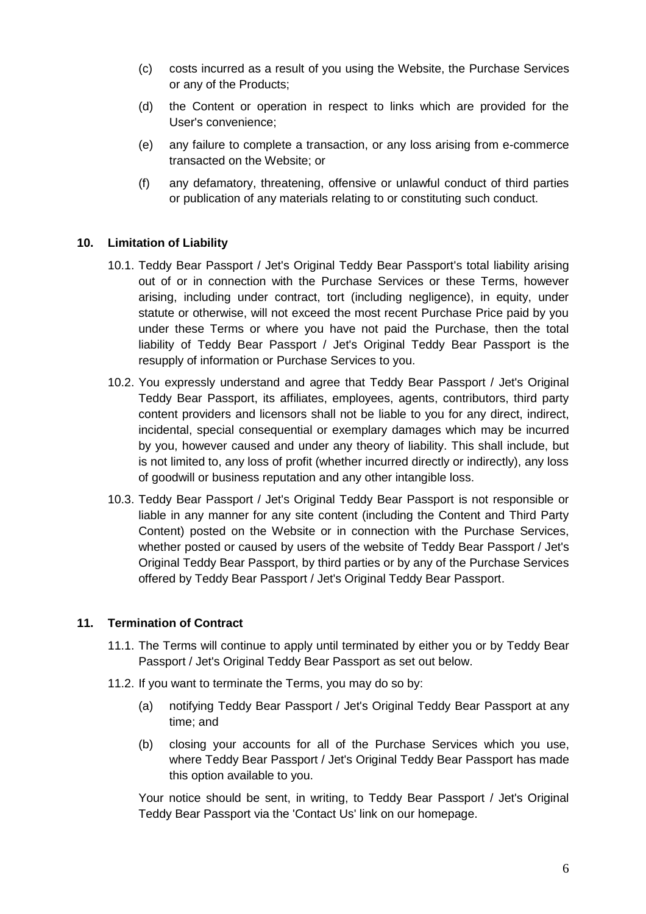(c) costs incurred as a result of you using the Website, the Purchase Services or any of the Products;

(d) the Content or operation in respect to links which are provided for the User's convenience;

(e) any failure to complete a transaction, or any loss arising from e-commerce transacted on the Website; or

(f) any defamatory, threatening, offensive or unlawful conduct of third parties or publication of any materials relating to or constituting such conduct.

## 10. Limitation of Liability

10.1. Teddy Bear Passport / Jet's Original Teddy Bear Passport's total liability arising out of or in connection with the Purchase Services or these Terms, however arising, including under contract, tort (including negligence), in equity, under statute or otherwise, will not exceed the most recent Purchase Price paid by you under these Terms or where you have not paid the Purchase, then the total liability of Teddy Bear Passport / Jet's Original Teddy Bear Passport is the resupply of information or Purchase Services to you.

10.2. You expressly understand and agree that Teddy Bear Passport / Jet's Original Teddy Bear Passport, its affiliates, employees, agents, contributors, third party content providers and licensors shall not be liable to you for any direct, indirect, incidental, special consequential or exemplary damages which may be incurred by you, however caused and under any theory of liability. This shall include, but is not limited to, any loss of profit (whether incurred directly or indirectly), any loss of goodwill or business reputation and any other intangible loss.

10.3. Teddy Bear Passport / Jet's Original Teddy Bear Passport is not responsible or liable in any manner for any site content (including the Content and Third Party Content) posted on the Website or in connection with the Purchase Services, whether posted or caused by users of the website of Teddy Bear Passport / Jet's Original Teddy Bear Passport, by third parties or by any of the Purchase Services offered by Teddy Bear Passport / Jet's Original Teddy Bear Passport.

## 11. Termination of Contract

11.1. The Terms will continue to apply until terminated by either you or by Teddy Bear Passport / Jet's Original Teddy Bear Passport as set out below.

11.2. If you want to terminate the Terms, you may do so by:

(a) notifying Teddy Bear Passport / Jet's Original Teddy Bear Passport at any time; and

(b) closing your accounts for all of the Purchase Services which you use, where Teddy Bear Passport / Jet's Original Teddy Bear Passport has made this option available to you.

Your notice should be sent, in writing, to Teddy Bear Passport / Jet's Original Teddy Bear Passport via the 'Contact Us' link on our homepage.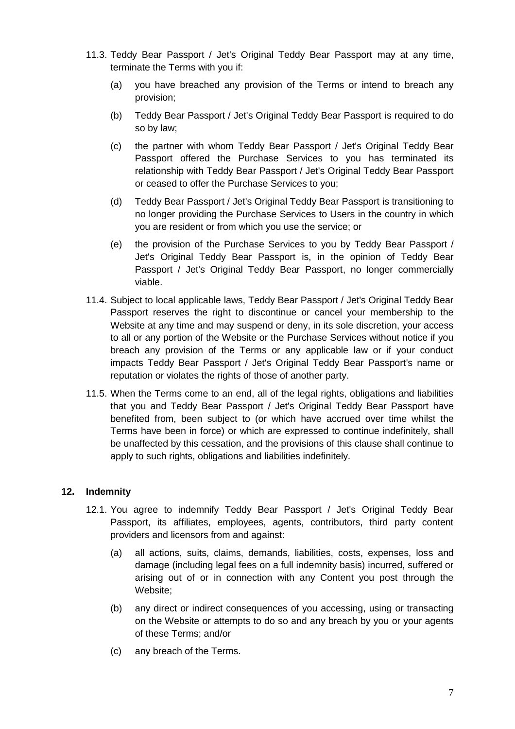11.3. Teddy Bear Passport / Jet's Original Teddy Bear Passport may at any time, terminate the Terms with you if:

(a) you have breached any provision of the Terms or intend to breach any provision;

(b) Teddy Bear Passport / Jet's Original Teddy Bear Passport is required to do so by law;

(c) the partner with whom Teddy Bear Passport / Jet's Original Teddy Bear Passport offered the Purchase Services to you has terminated its relationship with Teddy Bear Passport / Jet's Original Teddy Bear Passport or ceased to offer the Purchase Services to you;

(d) Teddy Bear Passport / Jet's Original Teddy Bear Passport is transitioning to no longer providing the Purchase Services to Users in the country in which you are resident or from which you use the service; or

(e) the provision of the Purchase Services to you by Teddy Bear Passport / Jet's Original Teddy Bear Passport is, in the opinion of Teddy Bear Passport / Jet's Original Teddy Bear Passport, no longer commercially viable.

11.4. Subject to local applicable laws, Teddy Bear Passport / Jet's Original Teddy Bear Passport reserves the right to discontinue or cancel your membership to the Website at any time and may suspend or deny, in its sole discretion, your access to all or any portion of the Website or the Purchase Services without notice if you breach any provision of the Terms or any applicable law or if your conduct impacts Teddy Bear Passport / Jet's Original Teddy Bear Passport's name or reputation or violates the rights of those of another party.

11.5. When the Terms come to an end, all of the legal rights, obligations and liabilities that you and Teddy Bear Passport / Jet's Original Teddy Bear Passport have benefited from, been subject to (or which have accrued over time whilst the Terms have been in force) or which are expressed to continue indefinitely, shall be unaffected by this cessation, and the provisions of this clause shall continue to apply to such rights, obligations and liabilities indefinitely.

## 12. Indemnity

12.1. You agree to indemnify Teddy Bear Passport / Jet's Original Teddy Bear Passport, its affiliates, employees, agents, contributors, third party content providers and licensors from and against:

(a) all actions, suits, claims, demands, liabilities, costs, expenses, loss and damage (including legal fees on a full indemnity basis) incurred, suffered or arising out of or in connection with any Content you post through the Website;

(b) any direct or indirect consequences of you accessing, using or transacting on the Website or attempts to do so and any breach by you or your agents of these Terms; and/or

(c) any breach of the Terms.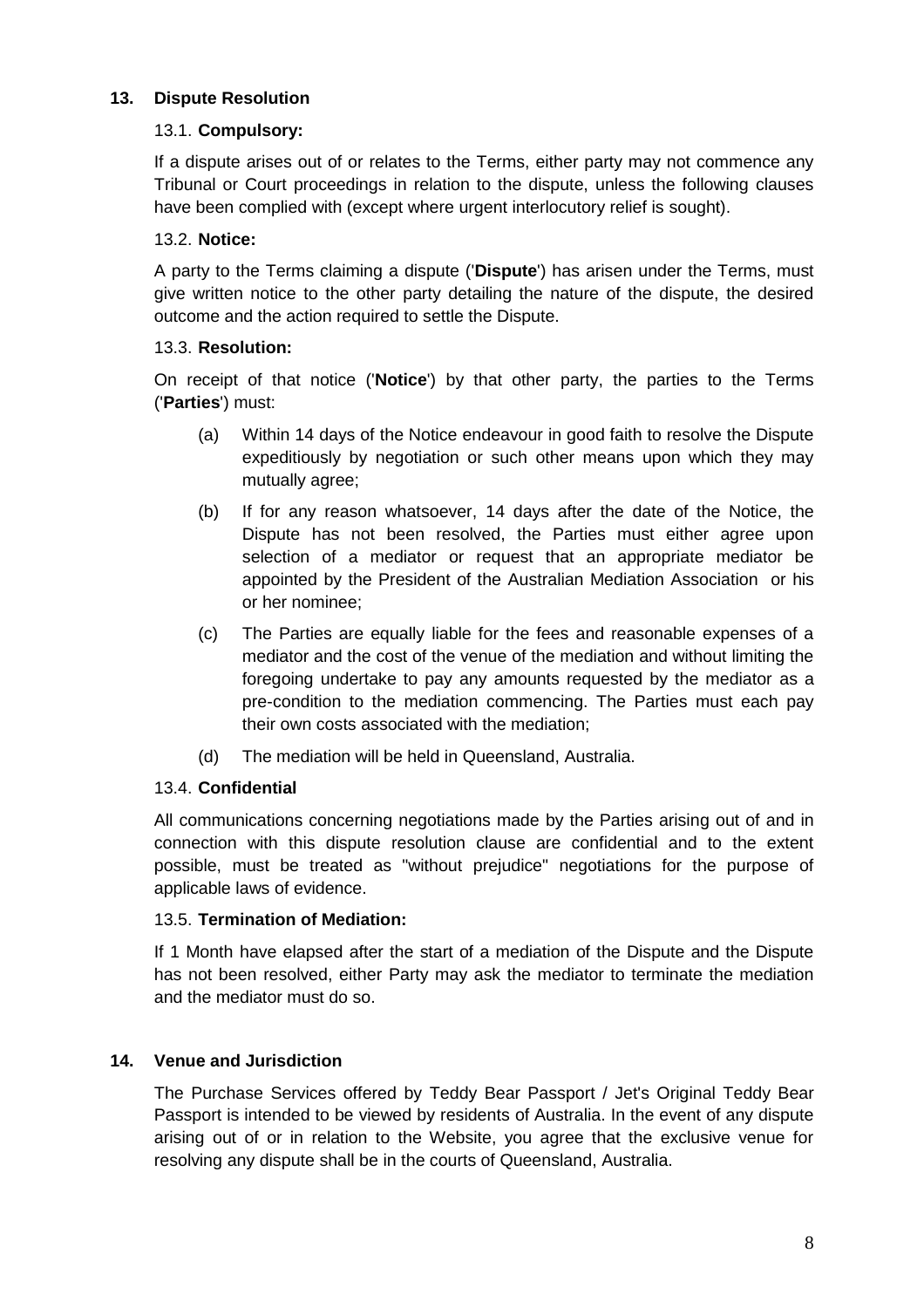## 13. Dispute Resolution

### 13.1. **Compulsory:**

If a dispute arises out of or relates to the Terms, either party may not commence any Tribunal or Court proceedings in relation to the dispute, unless the following clauses have been complied with (except where urgent interlocutory relief is sought).

### 13.2. **Notice:**

A party to the Terms claiming a dispute ('**Dispute**') has arisen under the Terms, must give written notice to the other party detailing the nature of the dispute, the desired outcome and the action required to settle the Dispute.

### 13.3. **Resolution:**

On receipt of that notice ('**Notice**') by that other party, the parties to the Terms ('**Parties**') must:

(a) Within 14 days of the Notice endeavour in good faith to resolve the Dispute expeditiously by negotiation or such other means upon which they may mutually agree;

(b) If for any reason whatsoever, 14 days after the date of the Notice, the Dispute has not been resolved, the Parties must either agree upon selection of a mediator or request that an appropriate mediator be appointed by the President of the Australian Mediation Association or his or her nominee;

(c) The Parties are equally liable for the fees and reasonable expenses of a mediator and the cost of the venue of the mediation and without limiting the foregoing undertake to pay any amounts requested by the mediator as a pre-condition to the mediation commencing. The Parties must each pay their own costs associated with the mediation;

(d) The mediation will be held in Queensland, Australia.

### 13.4. **Confidential**

All communications concerning negotiations made by the Parties arising out of and in connection with this dispute resolution clause are confidential and to the extent possible, must be treated as "without prejudice" negotiations for the purpose of applicable laws of evidence.

### 13.5. **Termination of Mediation:**

If 1 Month have elapsed after the start of a mediation of the Dispute and the Dispute has not been resolved, either Party may ask the mediator to terminate the mediation and the mediator must do so.

## 14. Venue and Jurisdiction

The Purchase Services offered by Teddy Bear Passport / Jet's Original Teddy Bear Passport is intended to be viewed by residents of Australia. In the event of any dispute arising out of or in relation to the Website, you agree that the exclusive venue for resolving any dispute shall be in the courts of Queensland, Australia.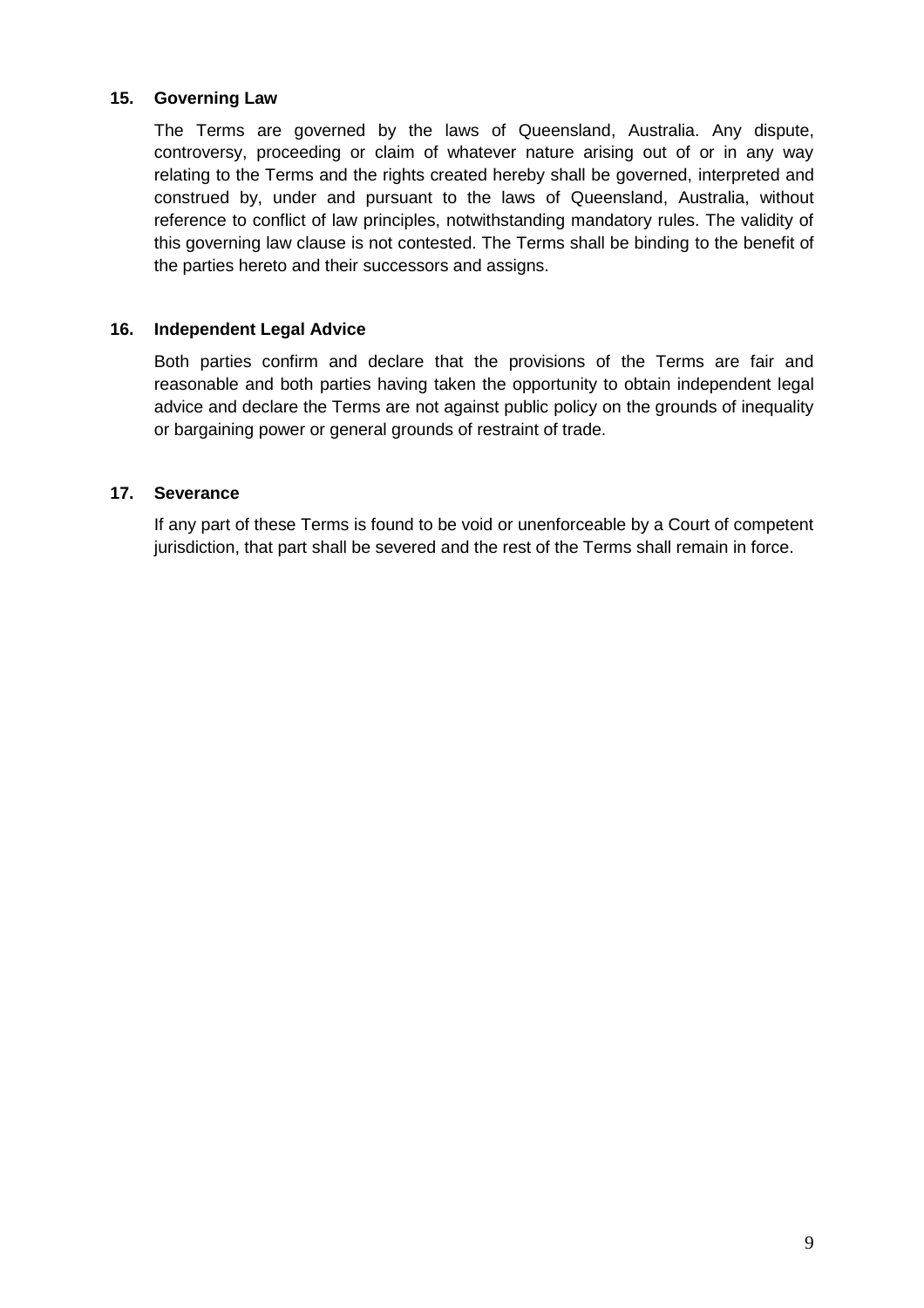## 15. Governing Law

The Terms are governed by the laws of Queensland, Australia. Any dispute, controversy, proceeding or claim of whatever nature arising out of or in any way relating to the Terms and the rights created hereby shall be governed, interpreted and construed by, under and pursuant to the laws of Queensland, Australia, without reference to conflict of law principles, notwithstanding mandatory rules. The validity of this governing law clause is not contested. The Terms shall be binding to the benefit of the parties hereto and their successors and assigns.

## 16. Independent Legal Advice

Both parties confirm and declare that the provisions of the Terms are fair and reasonable and both parties having taken the opportunity to obtain independent legal advice and declare the Terms are not against public policy on the grounds of inequality or bargaining power or general grounds of restraint of trade.

## 17. Severance

If any part of these Terms is found to be void or unenforceable by a Court of competent jurisdiction, that part shall be severed and the rest of the Terms shall remain in force.